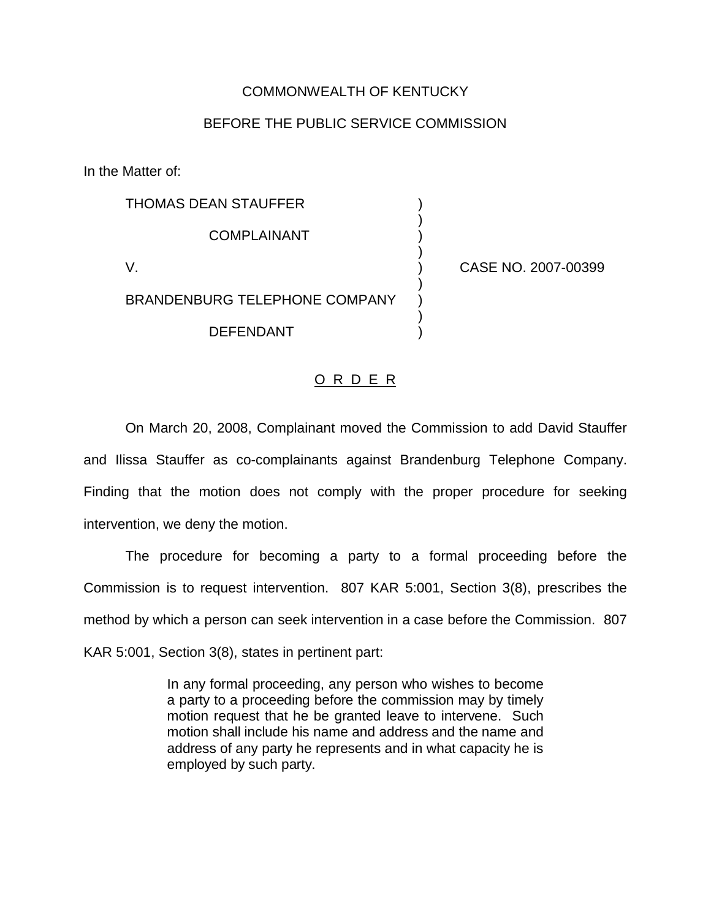COMMONWEALTH OF KENTUCKY

BEFORE THE PUBLIC SERVICE COMMISSION

In the Matter of:

| | | |
|---|---|---|
| THOMAS DEAN STAUFFER | ) | |
| COMPLAINANT | ) | |
| V. | ) | CASE NO. 2007-00399 |
| BRANDENBURG TELEPHONE COMPANY | ) | |
| DEFENDANT | ) | |

# O R D E R

On March 20, 2008, Complainant moved the Commission to add David Stauffer and Ilissa Stauffer as co-complainants against Brandenburg Telephone Company. Finding that the motion does not comply with the proper procedure for seeking intervention, we deny the motion.

The procedure for becoming a party to a formal proceeding before the Commission is to request intervention. 807 KAR 5:001, Section 3(8), prescribes the method by which a person can seek intervention in a case before the Commission. 807 KAR 5:001, Section 3(8), states in pertinent part:

> In any formal proceeding, any person who wishes to become a party to a proceeding before the commission may by timely motion request that he be granted leave to intervene. Such motion shall include his name and address and the name and address of any party he represents and in what capacity he is employed by such party.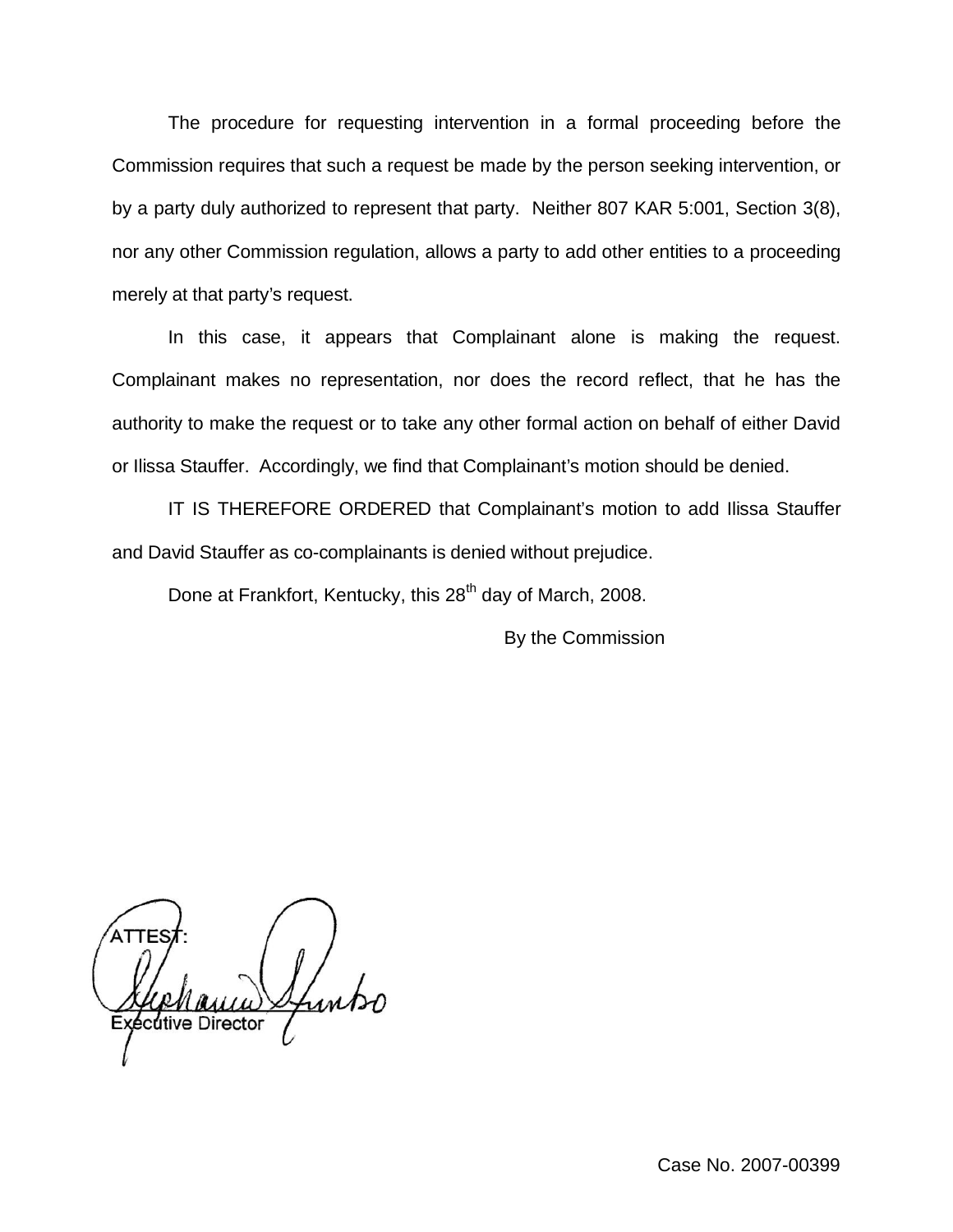The procedure for requesting intervention in a formal proceeding before the Commission requires that such a request be made by the person seeking intervention, or by a party duly authorized to represent that party. Neither 807 KAR 5:001, Section 3(8), nor any other Commission regulation, allows a party to add other entities to a proceeding merely at that party's request.

In this case, it appears that Complainant alone is making the request. Complainant makes no representation, nor does the record reflect, that he has the authority to make the request or to take any other formal action on behalf of either David or Ilissa Stauffer. Accordingly, we find that Complainant's motion should be denied.

IT IS THEREFORE ORDERED that Complainant's motion to add Ilissa Stauffer and David Stauffer as co-complainants is denied without prejudice.

Done at Frankfort, Kentucky, this 28th day of March, 2008.

By the Commission

ATTEST:

Executive Director

Case No. 2007-00399